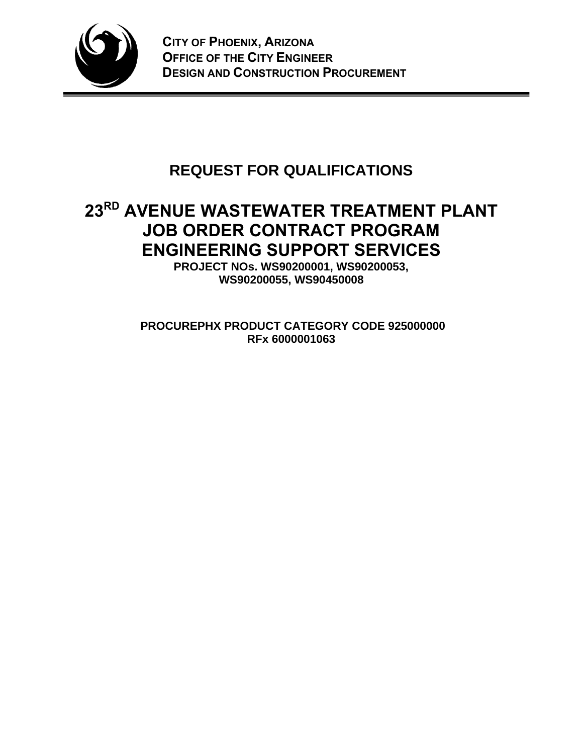**CITY OF PHOENIX, ARIZONA**
**OFFICE OF THE CITY ENGINEER**
**DESIGN AND CONSTRUCTION PROCUREMENT**

# REQUEST FOR QUALIFICATIONS

# 23RD AVENUE WASTEWATER TREATMENT PLANT JOB ORDER CONTRACT PROGRAM ENGINEERING SUPPORT SERVICES

**PROJECT NOs. WS90200001, WS90200053, WS90200055, WS90450008**

**PROCUREPHX PRODUCT CATEGORY CODE 925000000**
**RFx 6000001063**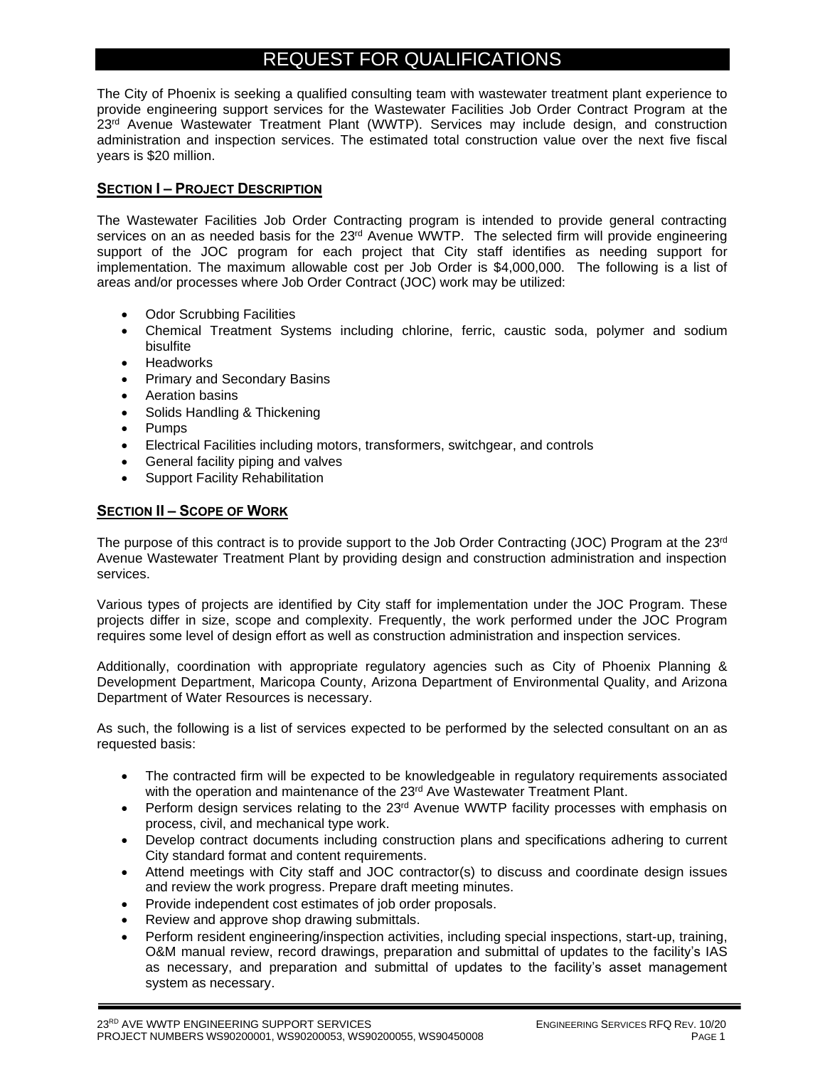# REQUEST FOR QUALIFICATIONS

The City of Phoenix is seeking a qualified consulting team with wastewater treatment plant experience to provide engineering support services for the Wastewater Facilities Job Order Contract Program at the 23rd Avenue Wastewater Treatment Plant (WWTP). Services may include design, and construction administration and inspection services. The estimated total construction value over the next five fiscal years is $20 million.

## SECTION I – PROJECT DESCRIPTION

The Wastewater Facilities Job Order Contracting program is intended to provide general contracting services on an as needed basis for the 23rd Avenue WWTP. The selected firm will provide engineering support of the JOC program for each project that City staff identifies as needing support for implementation. The maximum allowable cost per Job Order is $4,000,000. The following is a list of areas and/or processes where Job Order Contract (JOC) work may be utilized:

- Odor Scrubbing Facilities
- Chemical Treatment Systems including chlorine, ferric, caustic soda, polymer and sodium bisulfite
- Headworks
- Primary and Secondary Basins
- Aeration basins
- Solids Handling & Thickening
- Pumps
- Electrical Facilities including motors, transformers, switchgear, and controls
- General facility piping and valves
- Support Facility Rehabilitation

## SECTION II – SCOPE OF WORK

The purpose of this contract is to provide support to the Job Order Contracting (JOC) Program at the 23rd Avenue Wastewater Treatment Plant by providing design and construction administration and inspection services.

Various types of projects are identified by City staff for implementation under the JOC Program. These projects differ in size, scope and complexity. Frequently, the work performed under the JOC Program requires some level of design effort as well as construction administration and inspection services.

Additionally, coordination with appropriate regulatory agencies such as City of Phoenix Planning & Development Department, Maricopa County, Arizona Department of Environmental Quality, and Arizona Department of Water Resources is necessary.

As such, the following is a list of services expected to be performed by the selected consultant on an as requested basis:

- The contracted firm will be expected to be knowledgeable in regulatory requirements associated with the operation and maintenance of the 23rd Ave Wastewater Treatment Plant.
- Perform design services relating to the 23rd Avenue WWTP facility processes with emphasis on process, civil, and mechanical type work.
- Develop contract documents including construction plans and specifications adhering to current City standard format and content requirements.
- Attend meetings with City staff and JOC contractor(s) to discuss and coordinate design issues and review the work progress. Prepare draft meeting minutes.
- Provide independent cost estimates of job order proposals.
- Review and approve shop drawing submittals.
- Perform resident engineering/inspection activities, including special inspections, start-up, training, O&M manual review, record drawings, preparation and submittal of updates to the facility's IAS as necessary, and preparation and submittal of updates to the facility's asset management system as necessary.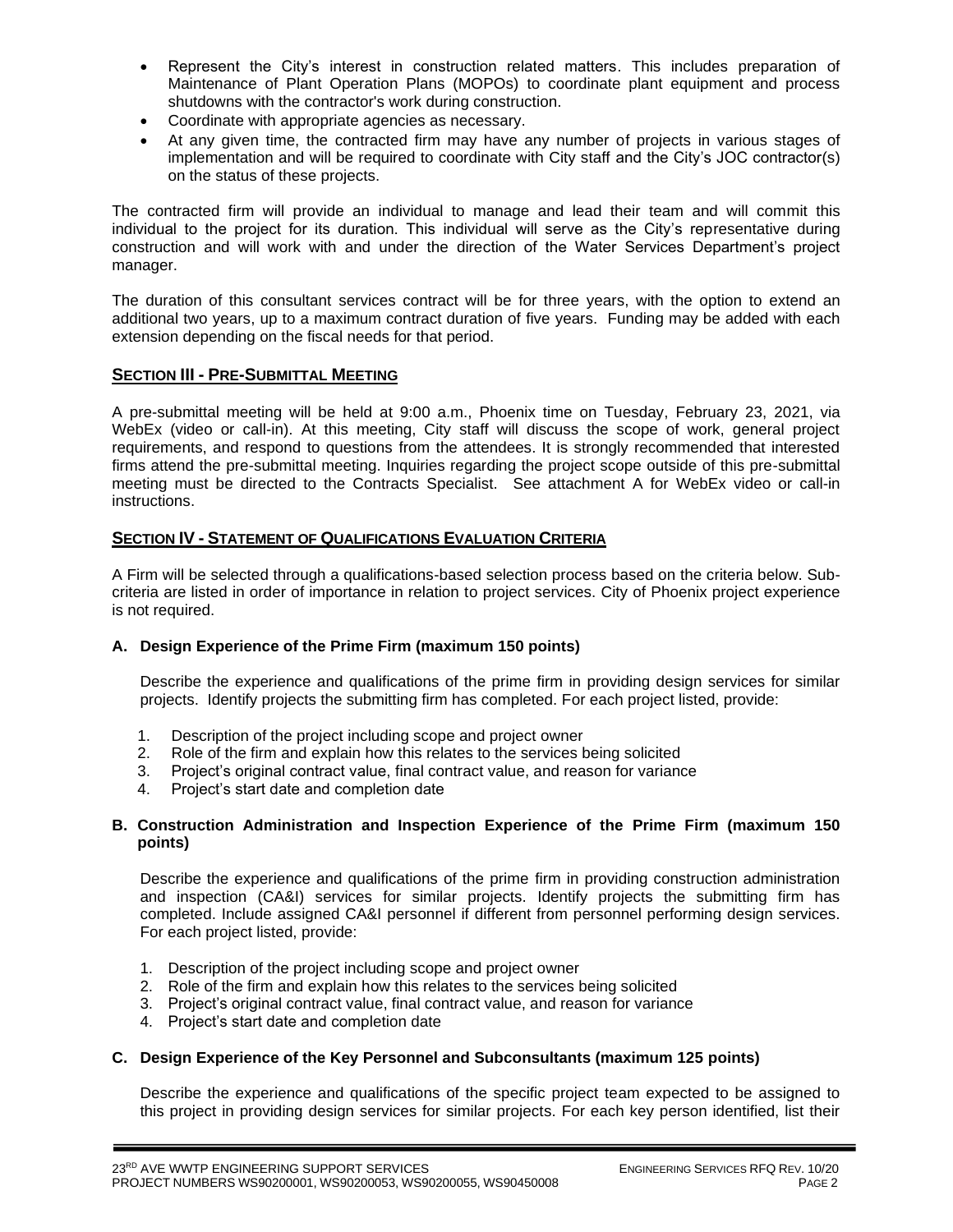- Represent the City's interest in construction related matters. This includes preparation of Maintenance of Plant Operation Plans (MOPOs) to coordinate plant equipment and process shutdowns with the contractor's work during construction.
- Coordinate with appropriate agencies as necessary.
- At any given time, the contracted firm may have any number of projects in various stages of implementation and will be required to coordinate with City staff and the City's JOC contractor(s) on the status of these projects.

The contracted firm will provide an individual to manage and lead their team and will commit this individual to the project for its duration. This individual will serve as the City's representative during construction and will work with and under the direction of the Water Services Department's project manager.

The duration of this consultant services contract will be for three years, with the option to extend an additional two years, up to a maximum contract duration of five years. Funding may be added with each extension depending on the fiscal needs for that period.

## SECTION III - PRE-SUBMITTAL MEETING

A pre-submittal meeting will be held at 9:00 a.m., Phoenix time on Tuesday, February 23, 2021, via WebEx (video or call-in). At this meeting, City staff will discuss the scope of work, general project requirements, and respond to questions from the attendees. It is strongly recommended that interested firms attend the pre-submittal meeting. Inquiries regarding the project scope outside of this pre-submittal meeting must be directed to the Contracts Specialist. See attachment A for WebEx video or call-in instructions.

## SECTION IV - STATEMENT OF QUALIFICATIONS EVALUATION CRITERIA

A Firm will be selected through a qualifications-based selection process based on the criteria below. Sub-criteria are listed in order of importance in relation to project services. City of Phoenix project experience is not required.

### A. Design Experience of the Prime Firm (maximum 150 points)

Describe the experience and qualifications of the prime firm in providing design services for similar projects. Identify projects the submitting firm has completed. For each project listed, provide:

1. Description of the project including scope and project owner
2. Role of the firm and explain how this relates to the services being solicited
3. Project's original contract value, final contract value, and reason for variance
4. Project's start date and completion date

### B. Construction Administration and Inspection Experience of the Prime Firm (maximum 150 points)

Describe the experience and qualifications of the prime firm in providing construction administration and inspection (CA&I) services for similar projects. Identify projects the submitting firm has completed. Include assigned CA&I personnel if different from personnel performing design services. For each project listed, provide:

1. Description of the project including scope and project owner
2. Role of the firm and explain how this relates to the services being solicited
3. Project's original contract value, final contract value, and reason for variance
4. Project's start date and completion date

### C. Design Experience of the Key Personnel and Subconsultants (maximum 125 points)

Describe the experience and qualifications of the specific project team expected to be assigned to this project in providing design services for similar projects. For each key person identified, list their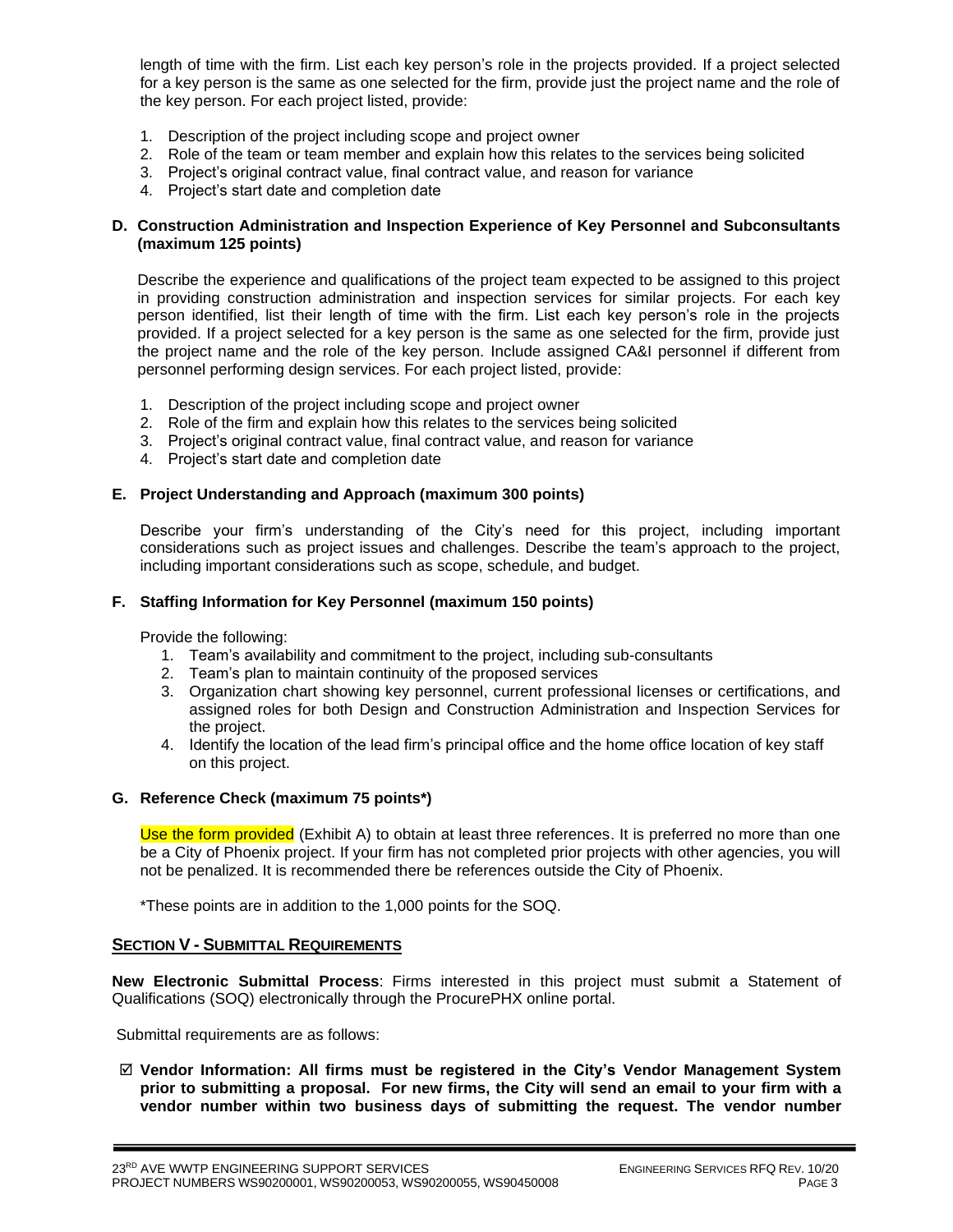length of time with the firm. List each key person's role in the projects provided. If a project selected for a key person is the same as one selected for the firm, provide just the project name and the role of the key person. For each project listed, provide:

1. Description of the project including scope and project owner
2. Role of the team or team member and explain how this relates to the services being solicited
3. Project's original contract value, final contract value, and reason for variance
4. Project's start date and completion date

### D. Construction Administration and Inspection Experience of Key Personnel and Subconsultants (maximum 125 points)

Describe the experience and qualifications of the project team expected to be assigned to this project in providing construction administration and inspection services for similar projects. For each key person identified, list their length of time with the firm. List each key person's role in the projects provided. If a project selected for a key person is the same as one selected for the firm, provide just the project name and the role of the key person. Include assigned CA&I personnel if different from personnel performing design services. For each project listed, provide:

1. Description of the project including scope and project owner
2. Role of the firm and explain how this relates to the services being solicited
3. Project's original contract value, final contract value, and reason for variance
4. Project's start date and completion date

### E. Project Understanding and Approach (maximum 300 points)

Describe your firm's understanding of the City's need for this project, including important considerations such as project issues and challenges. Describe the team's approach to the project, including important considerations such as scope, schedule, and budget.

### F. Staffing Information for Key Personnel (maximum 150 points)

Provide the following:

1. Team's availability and commitment to the project, including sub-consultants
2. Team's plan to maintain continuity of the proposed services
3. Organization chart showing key personnel, current professional licenses or certifications, and assigned roles for both Design and Construction Administration and Inspection Services for the project.
4. Identify the location of the lead firm's principal office and the home office location of key staff on this project.

### G. Reference Check (maximum 75 points*)

Use the form provided (Exhibit A) to obtain at least three references. It is preferred no more than one be a City of Phoenix project. If your firm has not completed prior projects with other agencies, you will not be penalized. It is recommended there be references outside the City of Phoenix.

*These points are in addition to the 1,000 points for the SOQ.

## SECTION V - SUBMITTAL REQUIREMENTS

**New Electronic Submittal Process**: Firms interested in this project must submit a Statement of Qualifications (SOQ) electronically through the ProcurePHX online portal.

Submittal requirements are as follows:

☑ **Vendor Information: All firms must be registered in the City's Vendor Management System prior to submitting a proposal. For new firms, the City will send an email to your firm with a vendor number within two business days of submitting the request. The vendor number**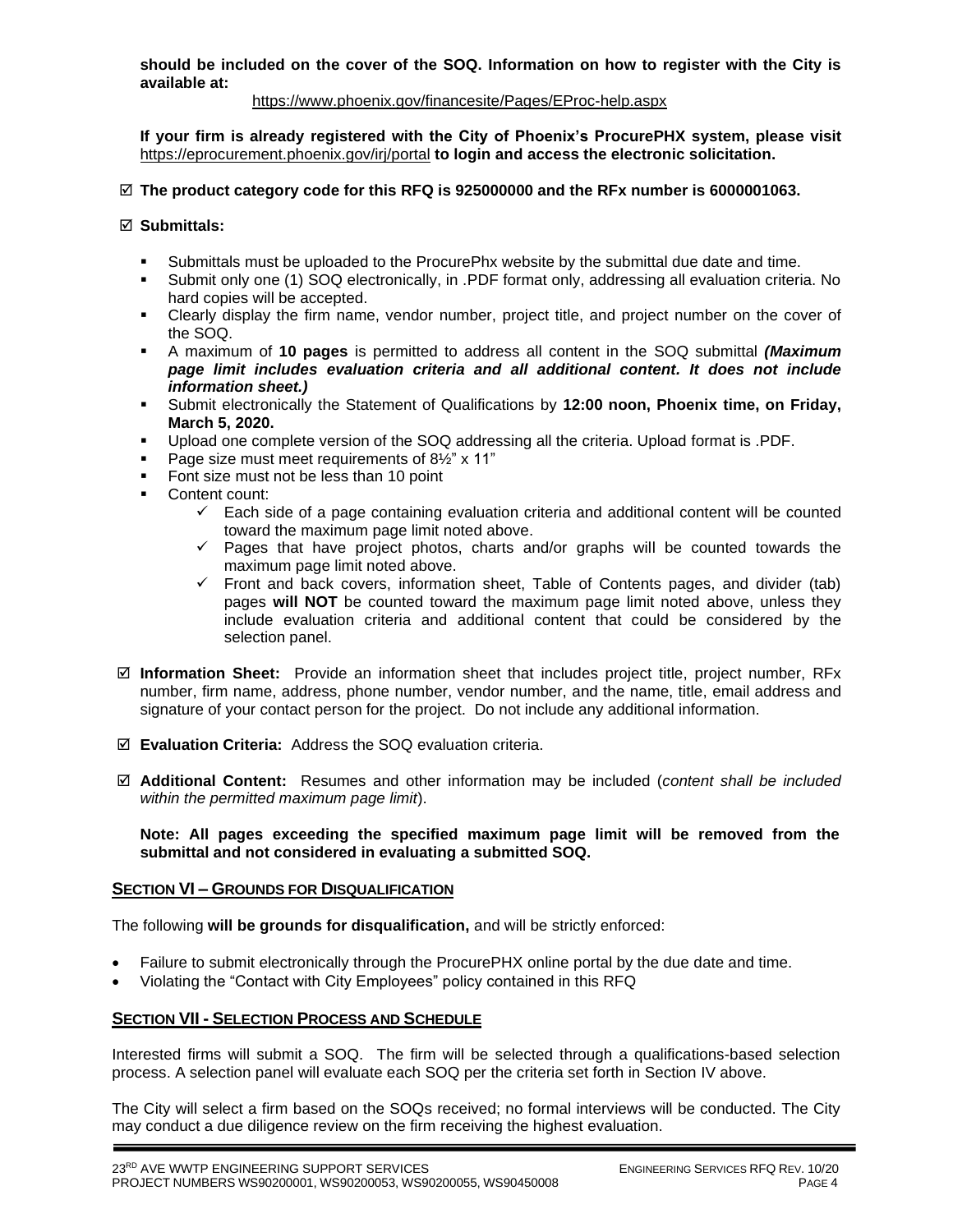**should be included on the cover of the SOQ. Information on how to register with the City is available at:**

https://www.phoenix.gov/financesite/Pages/EProc-help.aspx

**If your firm is already registered with the City of Phoenix's ProcurePHX system, please visit** https://eprocurement.phoenix.gov/irj/portal **to login and access the electronic solicitation.**

☑ **The product category code for this RFQ is 925000000 and the RFx number is 6000001063.**

☑ **Submittals:**

- Submittals must be uploaded to the ProcurePhx website by the submittal due date and time.
- Submit only one (1) SOQ electronically, in .PDF format only, addressing all evaluation criteria. No hard copies will be accepted.
- Clearly display the firm name, vendor number, project title, and project number on the cover of the SOQ.
- A maximum of **10 pages** is permitted to address all content in the SOQ submittal ***(Maximum page limit includes evaluation criteria and all additional content. It does not include information sheet.)***
- Submit electronically the Statement of Qualifications by **12:00 noon, Phoenix time, on Friday, March 5, 2020.**
- Upload one complete version of the SOQ addressing all the criteria. Upload format is .PDF.
- Page size must meet requirements of 8½" x 11"
- Font size must not be less than 10 point
- Content count:
  - ✓ Each side of a page containing evaluation criteria and additional content will be counted toward the maximum page limit noted above.
  - ✓ Pages that have project photos, charts and/or graphs will be counted towards the maximum page limit noted above.
  - ✓ Front and back covers, information sheet, Table of Contents pages, and divider (tab) pages **will NOT** be counted toward the maximum page limit noted above, unless they include evaluation criteria and additional content that could be considered by the selection panel.

☑ **Information Sheet:** Provide an information sheet that includes project title, project number, RFx number, firm name, address, phone number, vendor number, and the name, title, email address and signature of your contact person for the project. Do not include any additional information.

☑ **Evaluation Criteria:** Address the SOQ evaluation criteria.

☑ **Additional Content:** Resumes and other information may be included (*content shall be included within the permitted maximum page limit*).

**Note: All pages exceeding the specified maximum page limit will be removed from the submittal and not considered in evaluating a submitted SOQ.**

## SECTION VI – GROUNDS FOR DISQUALIFICATION

The following **will be grounds for disqualification,** and will be strictly enforced:

- Failure to submit electronically through the ProcurePHX online portal by the due date and time.
- Violating the "Contact with City Employees" policy contained in this RFQ

## SECTION VII - SELECTION PROCESS AND SCHEDULE

Interested firms will submit a SOQ. The firm will be selected through a qualifications-based selection process. A selection panel will evaluate each SOQ per the criteria set forth in Section IV above.

The City will select a firm based on the SOQs received; no formal interviews will be conducted. The City may conduct a due diligence review on the firm receiving the highest evaluation.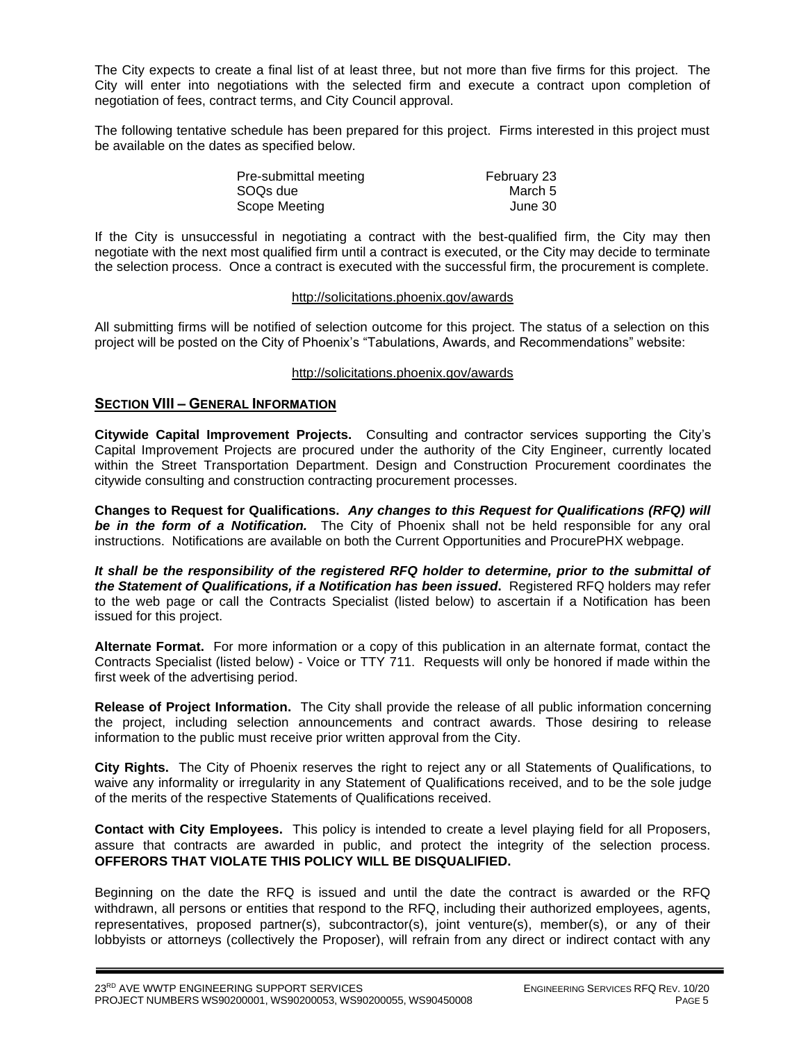The City expects to create a final list of at least three, but not more than five firms for this project. The City will enter into negotiations with the selected firm and execute a contract upon completion of negotiation of fees, contract terms, and City Council approval.

The following tentative schedule has been prepared for this project. Firms interested in this project must be available on the dates as specified below.

| | |
|---|---|
| Pre-submittal meeting | February 23 |
| SOQs due | March 5 |
| Scope Meeting | June 30 |

If the City is unsuccessful in negotiating a contract with the best-qualified firm, the City may then negotiate with the next most qualified firm until a contract is executed, or the City may decide to terminate the selection process. Once a contract is executed with the successful firm, the procurement is complete.

http://solicitations.phoenix.gov/awards

All submitting firms will be notified of selection outcome for this project. The status of a selection on this project will be posted on the City of Phoenix's "Tabulations, Awards, and Recommendations" website:

http://solicitations.phoenix.gov/awards

## SECTION VIII – GENERAL INFORMATION

**Citywide Capital Improvement Projects.** Consulting and contractor services supporting the City's Capital Improvement Projects are procured under the authority of the City Engineer, currently located within the Street Transportation Department. Design and Construction Procurement coordinates the citywide consulting and construction contracting procurement processes.

**Changes to Request for Qualifications.** ***Any changes to this Request for Qualifications (RFQ) will be in the form of a Notification.*** The City of Phoenix shall not be held responsible for any oral instructions. Notifications are available on both the Current Opportunities and ProcurePHX webpage.

***It shall be the responsibility of the registered RFQ holder to determine, prior to the submittal of the Statement of Qualifications, if a Notification has been issued*****.** Registered RFQ holders may refer to the web page or call the Contracts Specialist (listed below) to ascertain if a Notification has been issued for this project.

**Alternate Format.** For more information or a copy of this publication in an alternate format, contact the Contracts Specialist (listed below) - Voice or TTY 711. Requests will only be honored if made within the first week of the advertising period.

**Release of Project Information.** The City shall provide the release of all public information concerning the project, including selection announcements and contract awards. Those desiring to release information to the public must receive prior written approval from the City.

**City Rights.** The City of Phoenix reserves the right to reject any or all Statements of Qualifications, to waive any informality or irregularity in any Statement of Qualifications received, and to be the sole judge of the merits of the respective Statements of Qualifications received.

**Contact with City Employees.** This policy is intended to create a level playing field for all Proposers, assure that contracts are awarded in public, and protect the integrity of the selection process. **OFFERORS THAT VIOLATE THIS POLICY WILL BE DISQUALIFIED.**

Beginning on the date the RFQ is issued and until the date the contract is awarded or the RFQ withdrawn, all persons or entities that respond to the RFQ, including their authorized employees, agents, representatives, proposed partner(s), subcontractor(s), joint venture(s), member(s), or any of their lobbyists or attorneys (collectively the Proposer), will refrain from any direct or indirect contact with any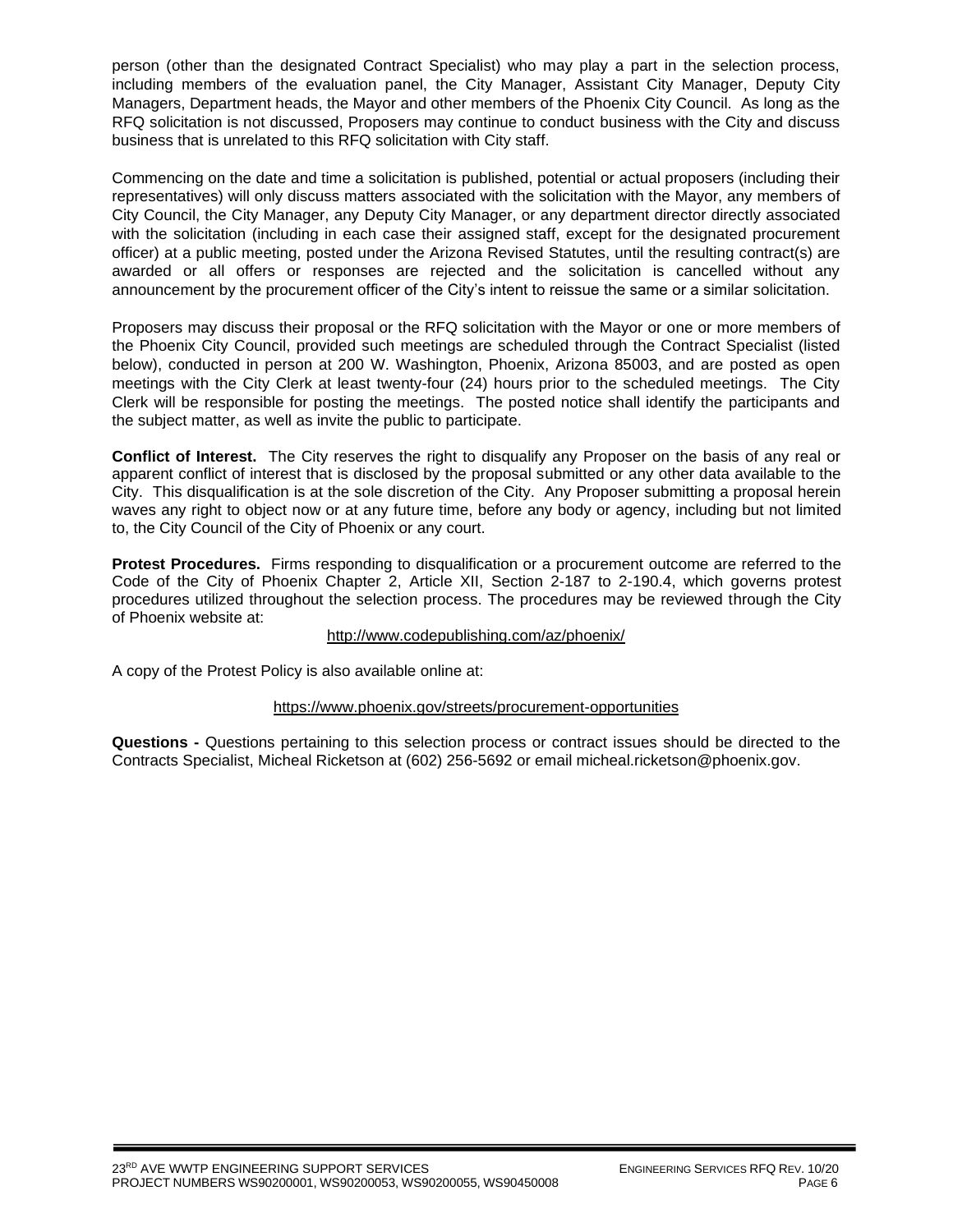person (other than the designated Contract Specialist) who may play a part in the selection process, including members of the evaluation panel, the City Manager, Assistant City Manager, Deputy City Managers, Department heads, the Mayor and other members of the Phoenix City Council. As long as the RFQ solicitation is not discussed, Proposers may continue to conduct business with the City and discuss business that is unrelated to this RFQ solicitation with City staff.

Commencing on the date and time a solicitation is published, potential or actual proposers (including their representatives) will only discuss matters associated with the solicitation with the Mayor, any members of City Council, the City Manager, any Deputy City Manager, or any department director directly associated with the solicitation (including in each case their assigned staff, except for the designated procurement officer) at a public meeting, posted under the Arizona Revised Statutes, until the resulting contract(s) are awarded or all offers or responses are rejected and the solicitation is cancelled without any announcement by the procurement officer of the City's intent to reissue the same or a similar solicitation.

Proposers may discuss their proposal or the RFQ solicitation with the Mayor or one or more members of the Phoenix City Council, provided such meetings are scheduled through the Contract Specialist (listed below), conducted in person at 200 W. Washington, Phoenix, Arizona 85003, and are posted as open meetings with the City Clerk at least twenty-four (24) hours prior to the scheduled meetings. The City Clerk will be responsible for posting the meetings. The posted notice shall identify the participants and the subject matter, as well as invite the public to participate.

**Conflict of Interest.** The City reserves the right to disqualify any Proposer on the basis of any real or apparent conflict of interest that is disclosed by the proposal submitted or any other data available to the City. This disqualification is at the sole discretion of the City. Any Proposer submitting a proposal herein waves any right to object now or at any future time, before any body or agency, including but not limited to, the City Council of the City of Phoenix or any court.

**Protest Procedures.** Firms responding to disqualification or a procurement outcome are referred to the Code of the City of Phoenix Chapter 2, Article XII, Section 2-187 to 2-190.4, which governs protest procedures utilized throughout the selection process. The procedures may be reviewed through the City of Phoenix website at:

http://www.codepublishing.com/az/phoenix/

A copy of the Protest Policy is also available online at:

https://www.phoenix.gov/streets/procurement-opportunities

**Questions -** Questions pertaining to this selection process or contract issues should be directed to the Contracts Specialist, Micheal Ricketson at (602) 256-5692 or email micheal.ricketson@phoenix.gov.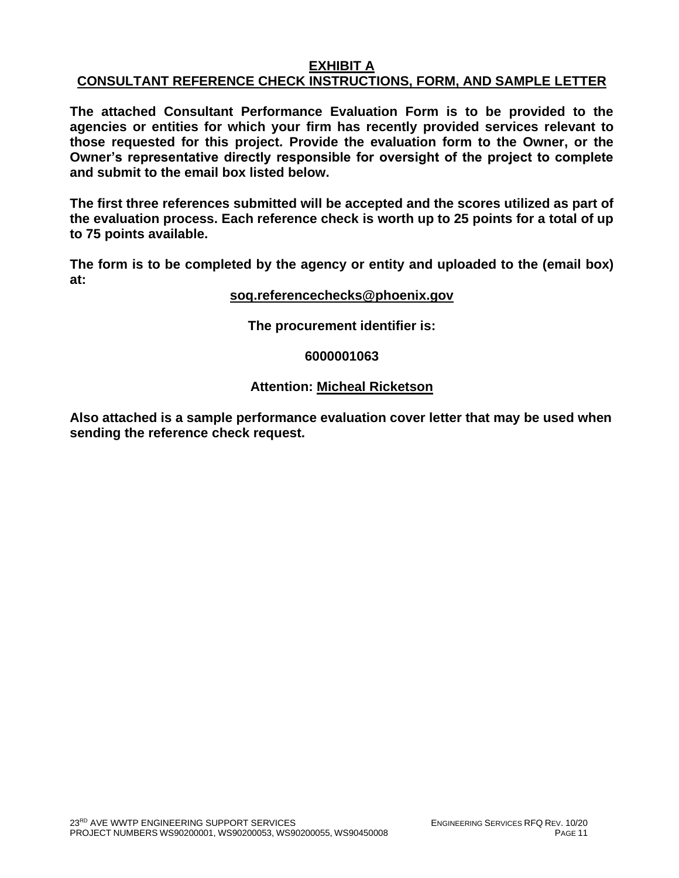# EXHIBIT A
## CONSULTANT REFERENCE CHECK INSTRUCTIONS, FORM, AND SAMPLE LETTER

**The attached Consultant Performance Evaluation Form is to be provided to the agencies or entities for which your firm has recently provided services relevant to those requested for this project. Provide the evaluation form to the Owner, or the Owner's representative directly responsible for oversight of the project to complete and submit to the email box listed below.**

**The first three references submitted will be accepted and the scores utilized as part of the evaluation process. Each reference check is worth up to 25 points for a total of up to 75 points available.**

**The form is to be completed by the agency or entity and uploaded to the (email box) at:**

**soq.referencechecks@phoenix.gov**

**The procurement identifier is:**

**6000001063**

**Attention: Micheal Ricketson**

**Also attached is a sample performance evaluation cover letter that may be used when sending the reference check request.**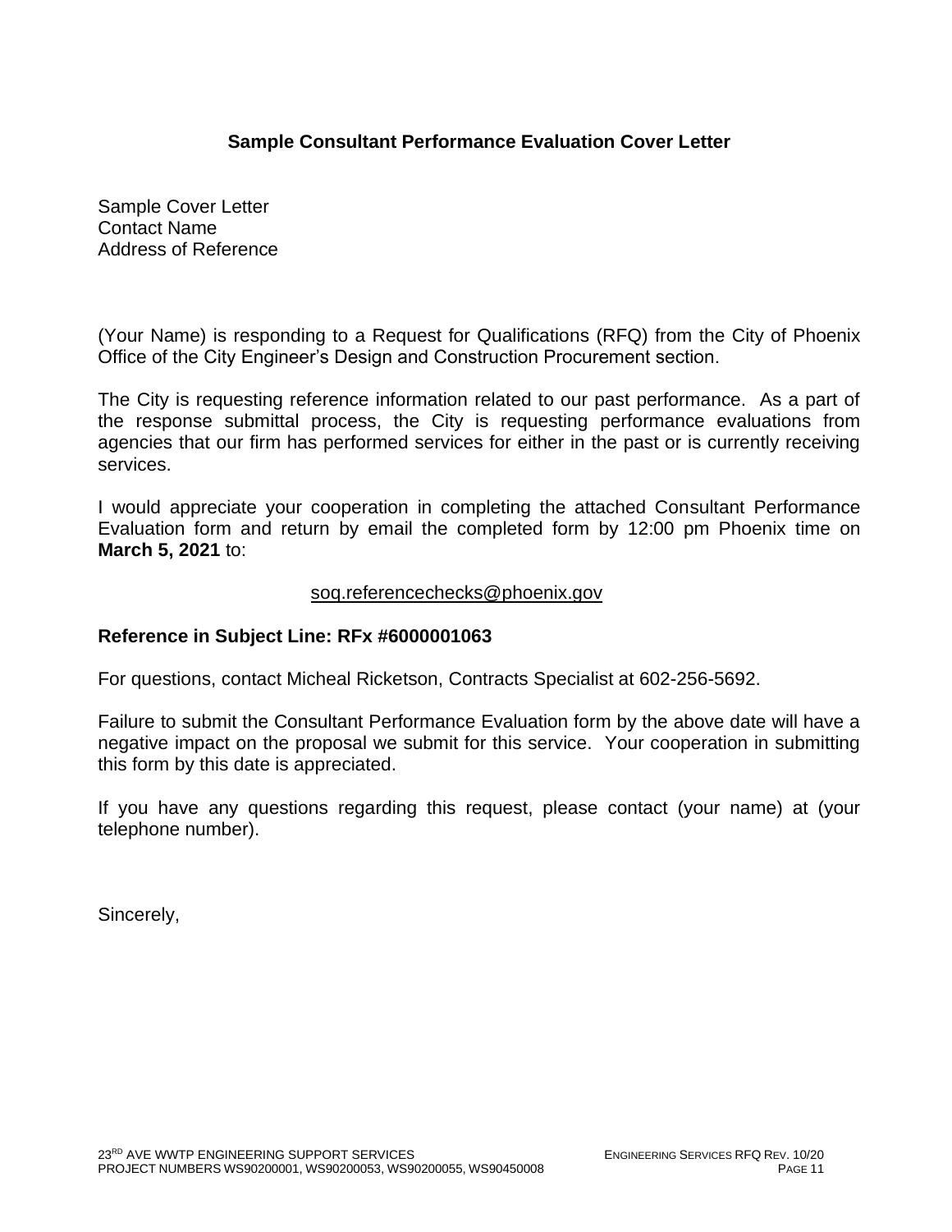## Sample Consultant Performance Evaluation Cover Letter

Sample Cover Letter
Contact Name
Address of Reference

(Your Name) is responding to a Request for Qualifications (RFQ) from the City of Phoenix Office of the City Engineer's Design and Construction Procurement section.

The City is requesting reference information related to our past performance. As a part of the response submittal process, the City is requesting performance evaluations from agencies that our firm has performed services for either in the past or is currently receiving services.

I would appreciate your cooperation in completing the attached Consultant Performance Evaluation form and return by email the completed form by 12:00 pm Phoenix time on **March 5, 2021** to:

soq.referencechecks@phoenix.gov

**Reference in Subject Line: RFx #6000001063**

For questions, contact Micheal Ricketson, Contracts Specialist at 602-256-5692.

Failure to submit the Consultant Performance Evaluation form by the above date will have a negative impact on the proposal we submit for this service. Your cooperation in submitting this form by this date is appreciated.

If you have any questions regarding this request, please contact (your name) at (your telephone number).

Sincerely,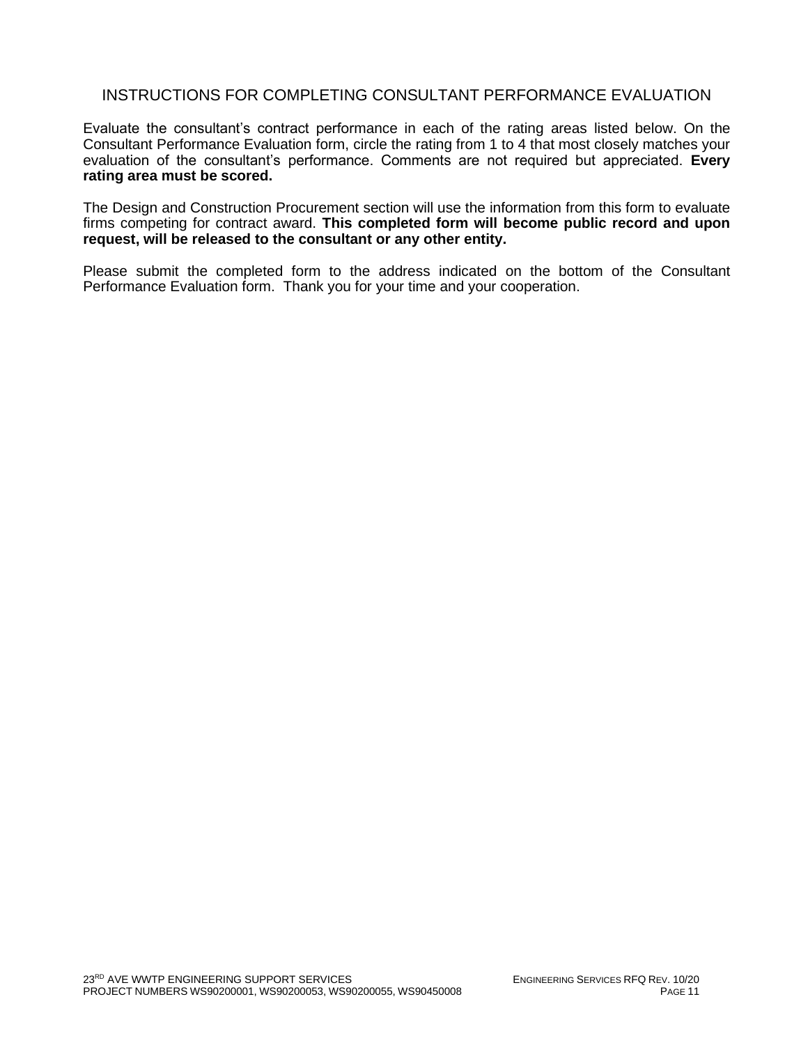# INSTRUCTIONS FOR COMPLETING CONSULTANT PERFORMANCE EVALUATION

Evaluate the consultant's contract performance in each of the rating areas listed below. On the Consultant Performance Evaluation form, circle the rating from 1 to 4 that most closely matches your evaluation of the consultant's performance. Comments are not required but appreciated. **Every rating area must be scored.**

The Design and Construction Procurement section will use the information from this form to evaluate firms competing for contract award. **This completed form will become public record and upon request, will be released to the consultant or any other entity.**

Please submit the completed form to the address indicated on the bottom of the Consultant Performance Evaluation form. Thank you for your time and your cooperation.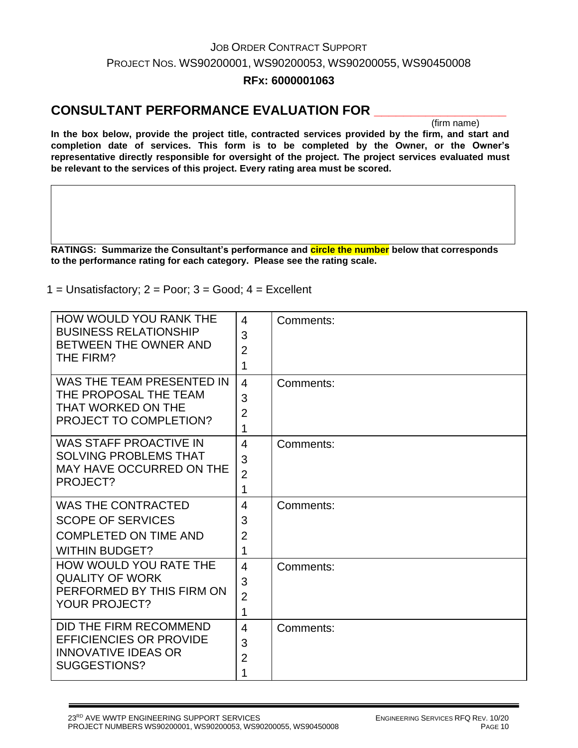JOB ORDER CONTRACT SUPPORT

PROJECT NOS. WS90200001, WS90200053, WS90200055, WS90450008

**RFx: 6000001063**

## CONSULTANT PERFORMANCE EVALUATION FOR ____________________

(firm name)

**In the box below, provide the project title, contracted services provided by the firm, and start and completion date of services. This form is to be completed by the Owner, or the Owner's representative directly responsible for oversight of the project. The project services evaluated must be relevant to the services of this project. Every rating area must be scored.**

| |
|---|
| |

**RATINGS: Summarize the Consultant's performance and circle the number below that corresponds to the performance rating for each category. Please see the rating scale.**

1 = Unsatisfactory; 2 = Poor; 3 = Good; 4 = Excellent

| | | |
|---|---|---|
| HOW WOULD YOU RANK THE BUSINESS RELATIONSHIP BETWEEN THE OWNER AND THE FIRM? | 4<br>3<br>2<br>1 | Comments: |
| WAS THE TEAM PRESENTED IN THE PROPOSAL THE TEAM THAT WORKED ON THE PROJECT TO COMPLETION? | 4<br>3<br>2<br>1 | Comments: |
| WAS STAFF PROACTIVE IN SOLVING PROBLEMS THAT MAY HAVE OCCURRED ON THE PROJECT? | 4<br>3<br>2<br>1 | Comments: |
| WAS THE CONTRACTED SCOPE OF SERVICES COMPLETED ON TIME AND WITHIN BUDGET? | 4<br>3<br>2<br>1 | Comments: |
| HOW WOULD YOU RATE THE QUALITY OF WORK PERFORMED BY THIS FIRM ON YOUR PROJECT? | 4<br>3<br>2<br>1 | Comments: |
| DID THE FIRM RECOMMEND EFFICIENCIES OR PROVIDE INNOVATIVE IDEAS OR SUGGESTIONS? | 4<br>3<br>2<br>1 | Comments: |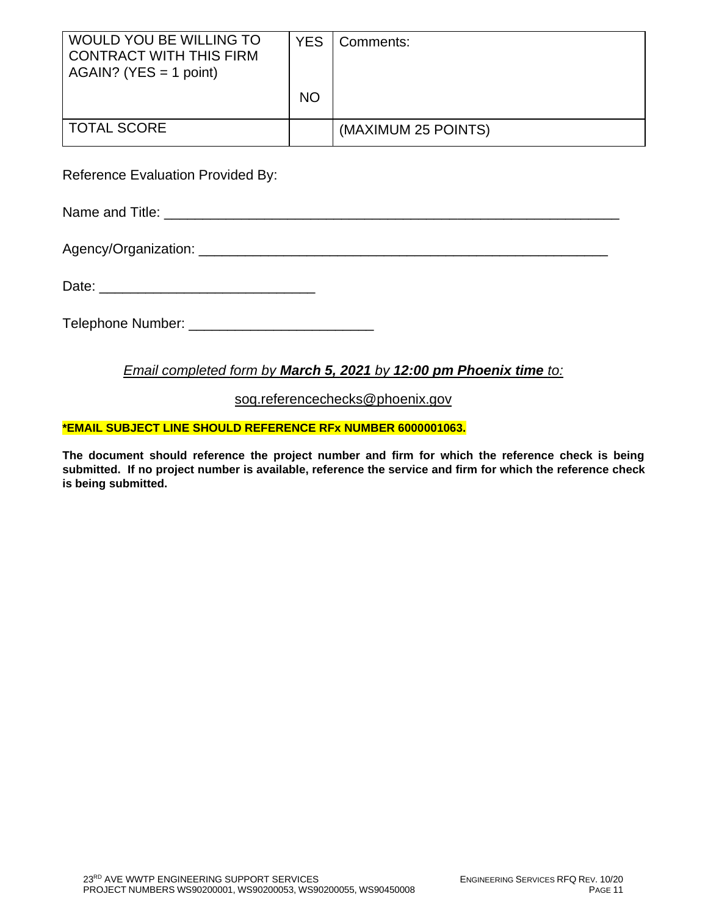| WOULD YOU BE WILLING TO CONTRACT WITH THIS FIRM AGAIN? (YES = 1 point) | YES<br><br>NO | Comments: |
|---|---|---|
| TOTAL SCORE | | (MAXIMUM 25 POINTS) |

Reference Evaluation Provided By:

Name and Title: ____________________________________________________________

Agency/Organization: ______________________________________________________

Date: ____________________________

Telephone Number: ________________________

*Email completed form by **March 5, 2021** by **12:00 pm Phoenix time** to:*

soq.referencechecks@phoenix.gov

**\*EMAIL SUBJECT LINE SHOULD REFERENCE RFx NUMBER 6000001063.**

**The document should reference the project number and firm for which the reference check is being submitted. If no project number is available, reference the service and firm for which the reference check is being submitted.**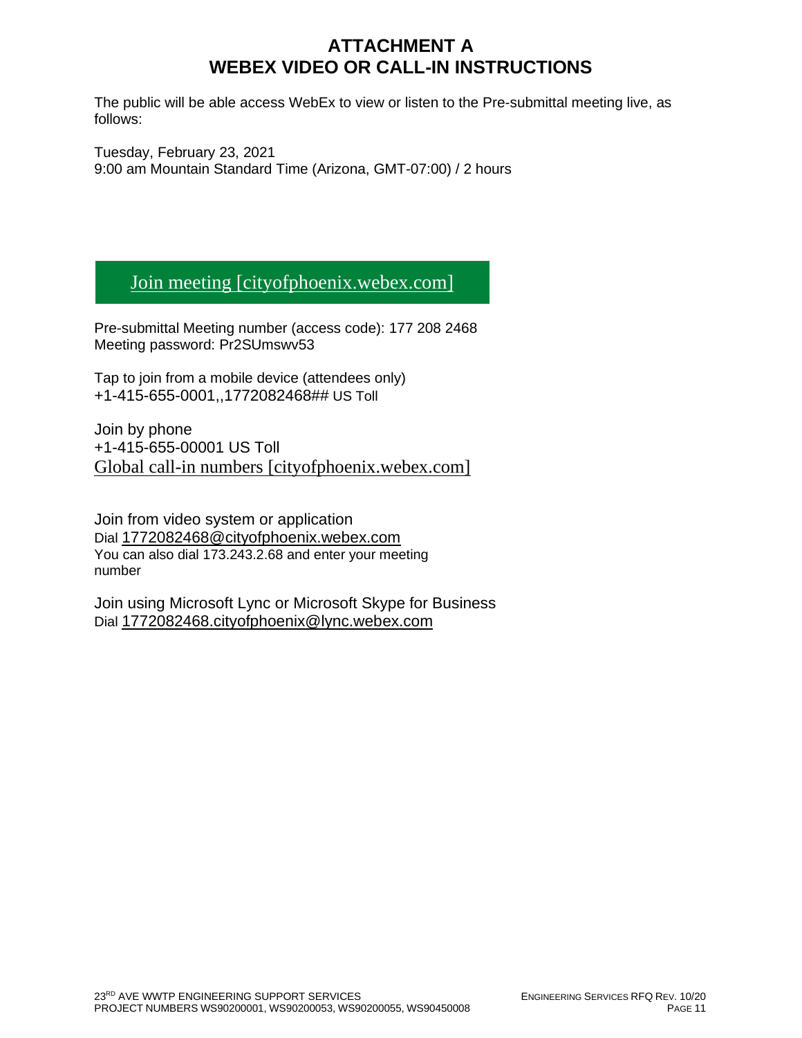# ATTACHMENT A
# WEBEX VIDEO OR CALL-IN INSTRUCTIONS

The public will be able access WebEx to view or listen to the Pre-submittal meeting live, as follows:

Tuesday, February 23, 2021
9:00 am Mountain Standard Time (Arizona, GMT-07:00) / 2 hours

Join meeting [cityofphoenix.webex.com]

Pre-submittal Meeting number (access code): 177 208 2468
Meeting password: Pr2SUmswv53

Tap to join from a mobile device (attendees only)
+1-415-655-0001,,1772082468## US Toll

Join by phone
+1-415-655-00001 US Toll
Global call-in numbers [cityofphoenix.webex.com]

Join from video system or application
Dial 1772082468@cityofphoenix.webex.com
You can also dial 173.243.2.68 and enter your meeting number

Join using Microsoft Lync or Microsoft Skype for Business
Dial 1772082468.cityofphoenix@lync.webex.com